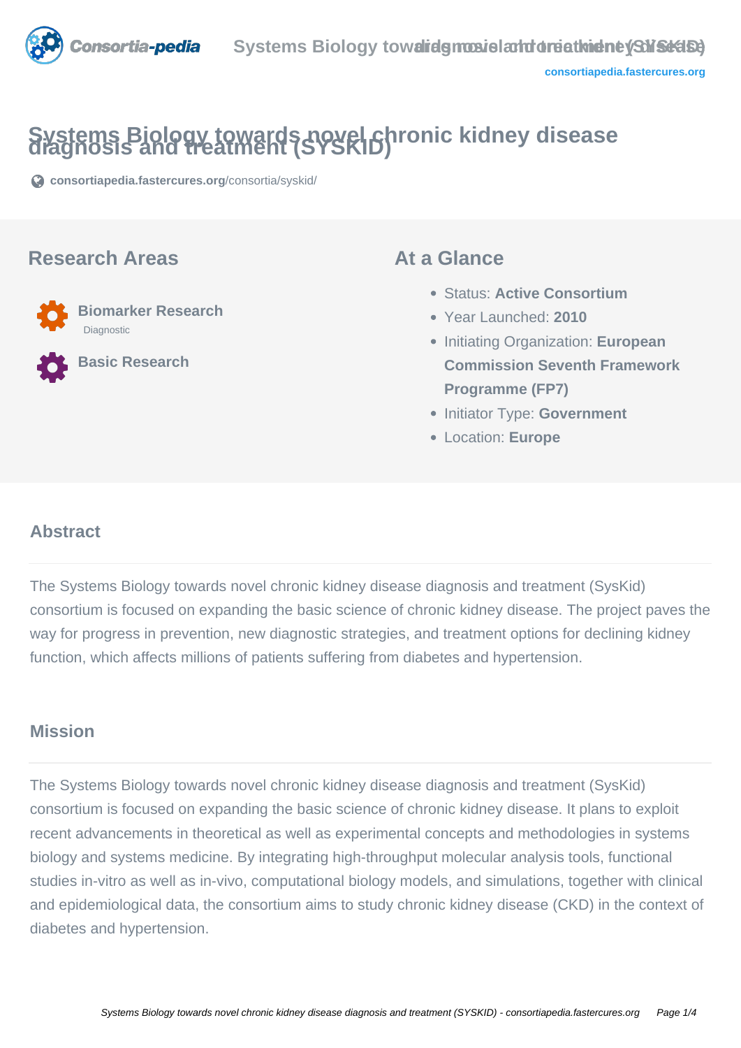# Systems Biology towards novel chronic kidney disease diagnosis and treatment (SYSKID)

consortiapedia.fastercures.org/consortia/syskid/

## Research Areas

- **Biomarker Research**
  Diagnostic
- **Basic Research**

## At a Glance

- Status: **Active Consortium**
- Year Launched: **2010**
- Initiating Organization: **European Commission Seventh Framework Programme (FP7)**
- Initiator Type: **Government**
- Location: **Europe**

## Abstract

The Systems Biology towards novel chronic kidney disease diagnosis and treatment (SysKid) consortium is focused on expanding the basic science of chronic kidney disease. The project paves the way for progress in prevention, new diagnostic strategies, and treatment options for declining kidney function, which affects millions of patients suffering from diabetes and hypertension.

## Mission

The Systems Biology towards novel chronic kidney disease diagnosis and treatment (SysKid) consortium is focused on expanding the basic science of chronic kidney disease. It plans to exploit recent advancements in theoretical as well as experimental concepts and methodologies in systems biology and systems medicine. By integrating high-throughput molecular analysis tools, functional studies in-vitro as well as in-vivo, computational biology models, and simulations, together with clinical and epidemiological data, the consortium aims to study chronic kidney disease (CKD) in the context of diabetes and hypertension.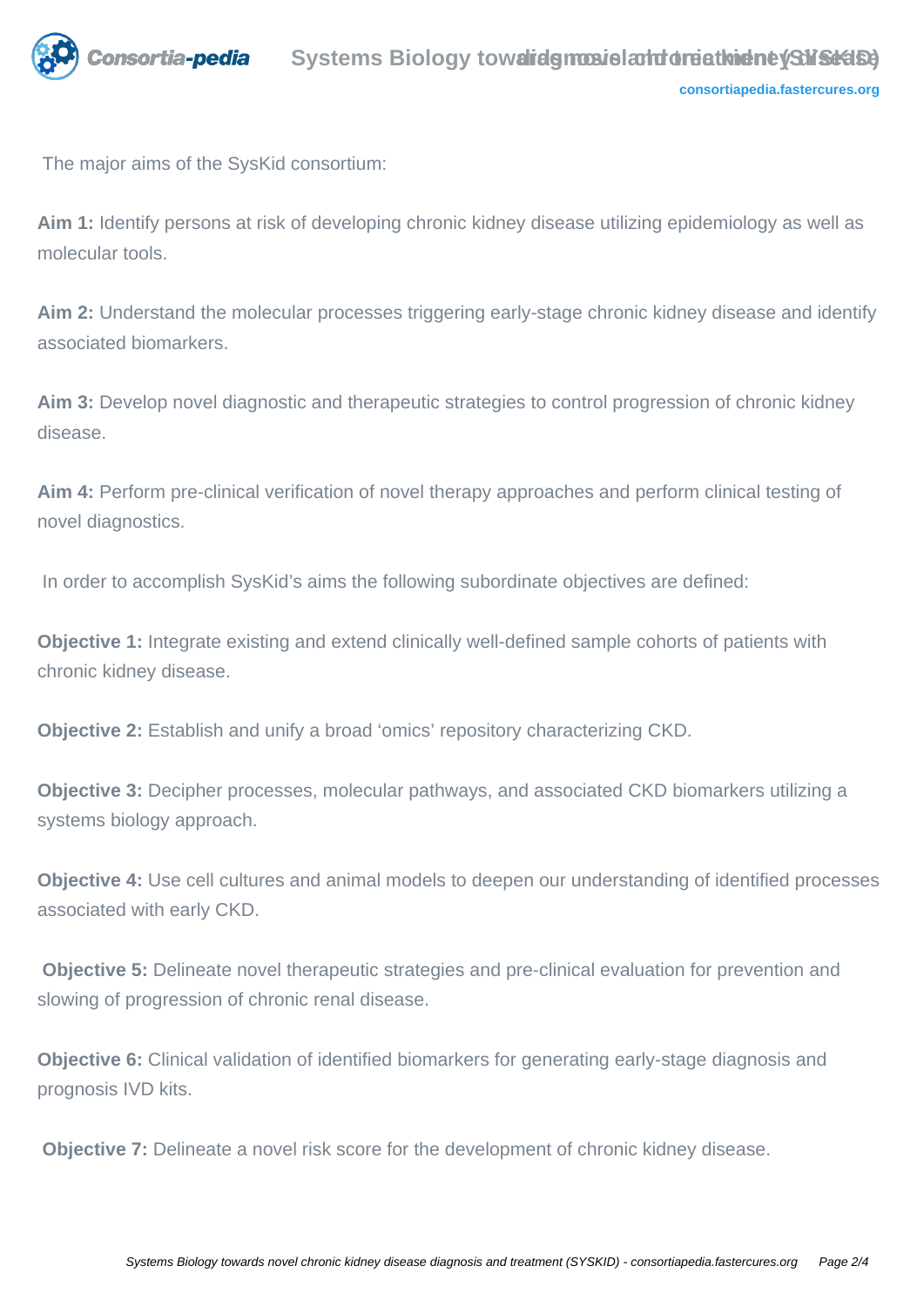The major aims of the SysKid consortium:

**Aim 1:** Identify persons at risk of developing chronic kidney disease utilizing epidemiology as well as molecular tools.

**Aim 2:** Understand the molecular processes triggering early-stage chronic kidney disease and identify associated biomarkers.

**Aim 3:** Develop novel diagnostic and therapeutic strategies to control progression of chronic kidney disease.

**Aim 4:** Perform pre-clinical verification of novel therapy approaches and perform clinical testing of novel diagnostics.

In order to accomplish SysKid's aims the following subordinate objectives are defined:

**Objective 1:** Integrate existing and extend clinically well-defined sample cohorts of patients with chronic kidney disease.

**Objective 2:** Establish and unify a broad 'omics' repository characterizing CKD.

**Objective 3:** Decipher processes, molecular pathways, and associated CKD biomarkers utilizing a systems biology approach.

**Objective 4:** Use cell cultures and animal models to deepen our understanding of identified processes associated with early CKD.

**Objective 5:** Delineate novel therapeutic strategies and pre-clinical evaluation for prevention and slowing of progression of chronic renal disease.

**Objective 6:** Clinical validation of identified biomarkers for generating early-stage diagnosis and prognosis IVD kits.

**Objective 7:** Delineate a novel risk score for the development of chronic kidney disease.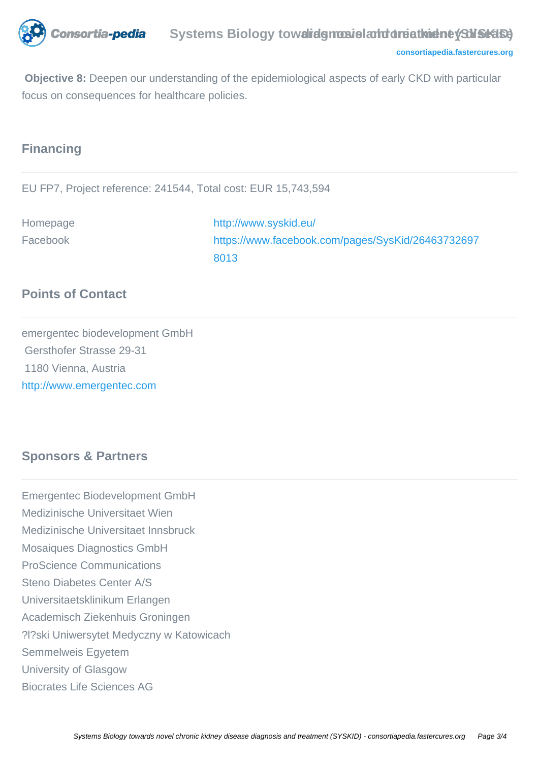**Objective 8:** Deepen our understanding of the epidemiological aspects of early CKD with particular focus on consequences for healthcare policies.

## Financing

EU FP7, Project reference: 241544, Total cost: EUR 15,743,594

| | |
|---|---|
| Homepage | http://www.syskid.eu/ |
| Facebook | https://www.facebook.com/pages/SysKid/264637326978013 |

## Points of Contact

emergentec biodevelopment GmbH
Gersthofer Strasse 29-31
1180 Vienna, Austria
http://www.emergentec.com

## Sponsors & Partners

Emergentec Biodevelopment GmbH
Medizinische Universitaet Wien
Medizinische Universitaet Innsbruck
Mosaiques Diagnostics GmbH
ProScience Communications
Steno Diabetes Center A/S
Universitaetsklinikum Erlangen
Academisch Ziekenhuis Groningen
?l?ski Uniwersytet Medyczny w Katowicach
Semmelweis Egyetem
University of Glasgow
Biocrates Life Sciences AG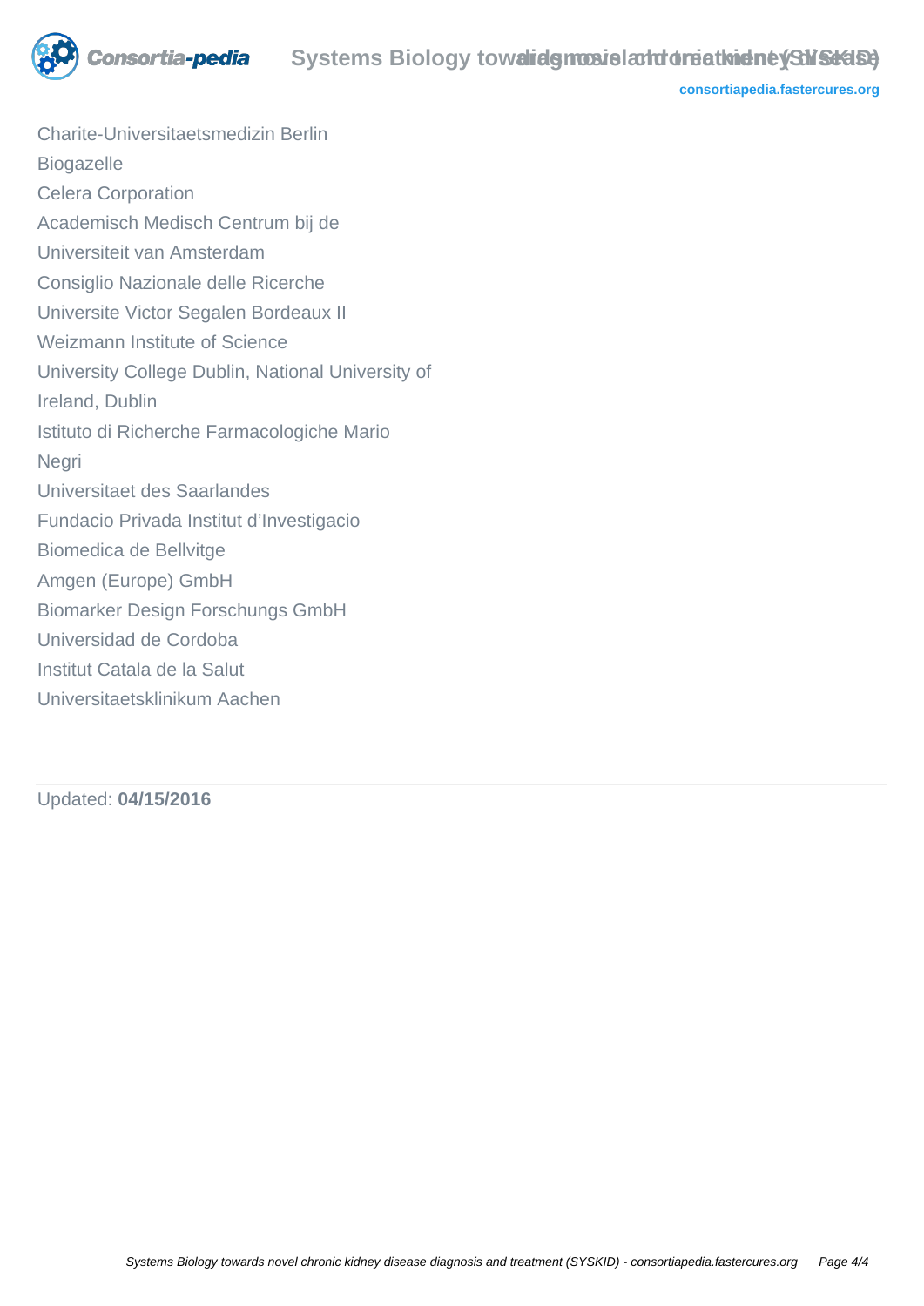Charite-Universitaetsmedizin Berlin
Biogazelle
Celera Corporation
Academisch Medisch Centrum bij de
Universiteit van Amsterdam
Consiglio Nazionale delle Ricerche
Universite Victor Segalen Bordeaux II
Weizmann Institute of Science
University College Dublin, National University of
Ireland, Dublin
Istituto di Richerche Farmacologiche Mario
Negri
Universitaet des Saarlandes
Fundacio Privada Institut d'Investigacio
Biomedica de Bellvitge
Amgen (Europe) GmbH
Biomarker Design Forschungs GmbH
Universidad de Cordoba
Institut Catala de la Salut
Universitaetsklinikum Aachen

Updated: **04/15/2016**